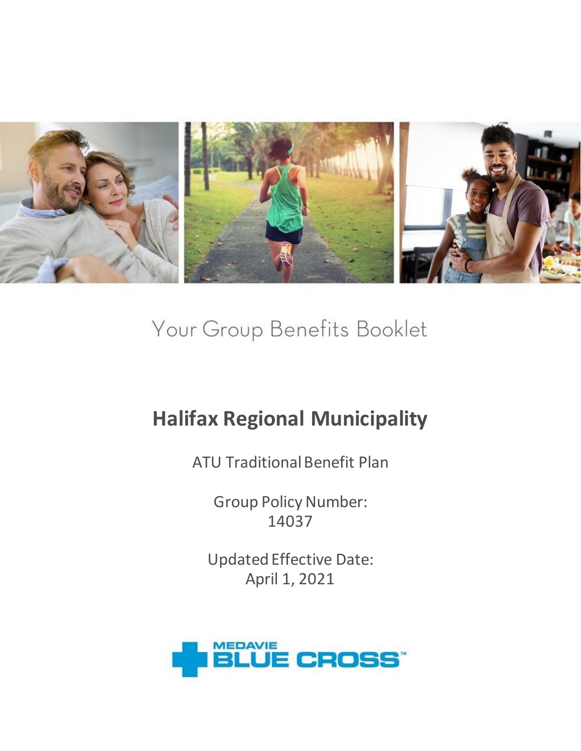Your Group Benefits Booklet

# Halifax Regional Municipality

ATU Traditional Benefit Plan

Group Policy Number:
14037

Updated Effective Date:
April 1, 2021

MEDAVIE BLUE CROSS™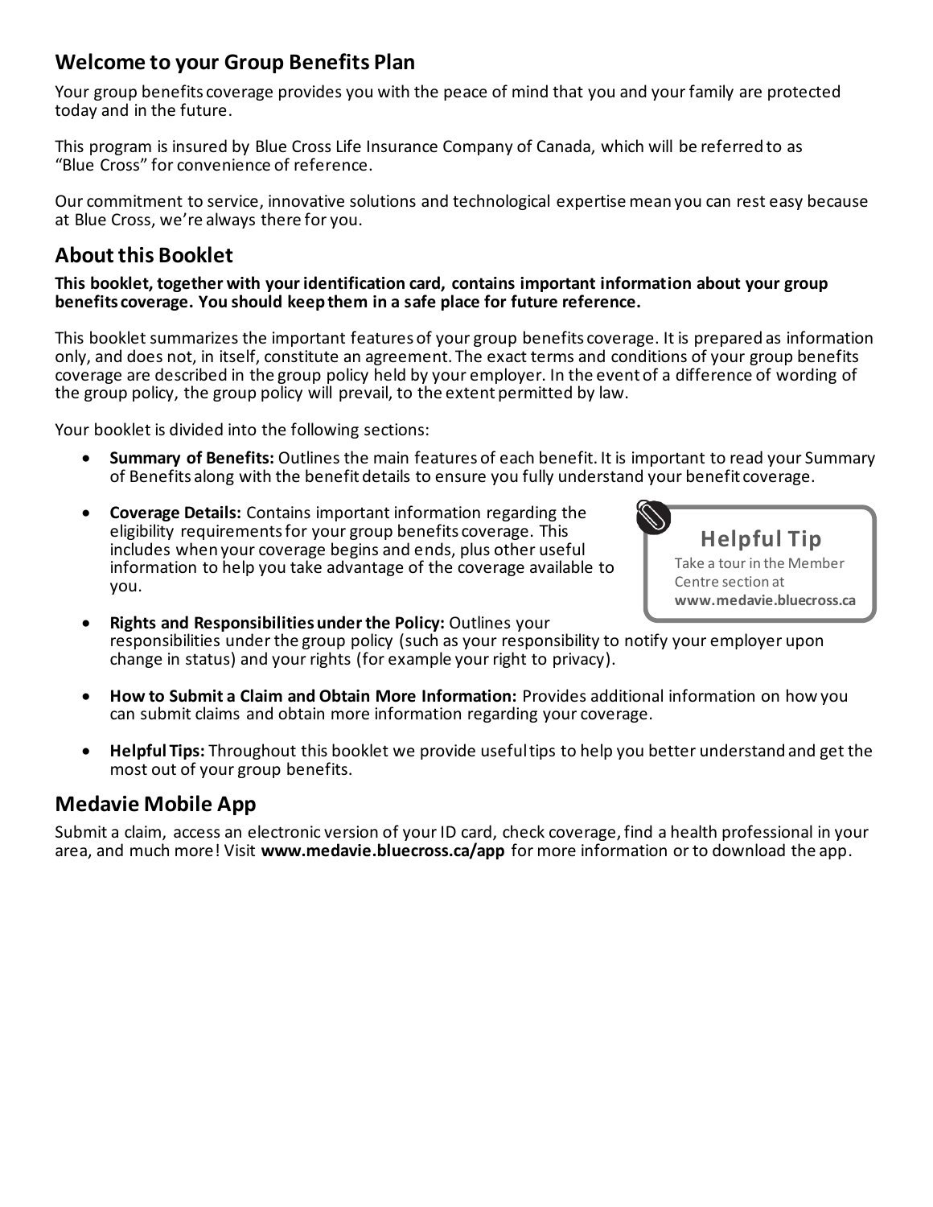## Welcome to your Group Benefits Plan

Your group benefits coverage provides you with the peace of mind that you and your family are protected today and in the future.

This program is insured by Blue Cross Life Insurance Company of Canada, which will be referred to as "Blue Cross" for convenience of reference.

Our commitment to service, innovative solutions and technological expertise mean you can rest easy because at Blue Cross, we're always there for you.

## About this Booklet

**This booklet, together with your identification card, contains important information about your group benefits coverage. You should keep them in a safe place for future reference.**

This booklet summarizes the important features of your group benefits coverage. It is prepared as information only, and does not, in itself, constitute an agreement. The exact terms and conditions of your group benefits coverage are described in the group policy held by your employer. In the event of a difference of wording of the group policy, the group policy will prevail, to the extent permitted by law.

Your booklet is divided into the following sections:

- **Summary of Benefits:** Outlines the main features of each benefit. It is important to read your Summary of Benefits along with the benefit details to ensure you fully understand your benefit coverage.
- **Coverage Details:** Contains important information regarding the eligibility requirements for your group benefits coverage. This includes when your coverage begins and ends, plus other useful information to help you take advantage of the coverage available to you.
- **Rights and Responsibilities under the Policy:** Outlines your responsibilities under the group policy (such as your responsibility to notify your employer upon change in status) and your rights (for example your right to privacy).
- **How to Submit a Claim and Obtain More Information:** Provides additional information on how you can submit claims and obtain more information regarding your coverage.
- **Helpful Tips:** Throughout this booklet we provide useful tips to help you better understand and get the most out of your group benefits.

**Helpful Tip**

Take a tour in the Member Centre section at **www.medavie.bluecross.ca**

## Medavie Mobile App

Submit a claim, access an electronic version of your ID card, check coverage, find a health professional in your area, and much more! Visit **www.medavie.bluecross.ca/app** for more information or to download the app.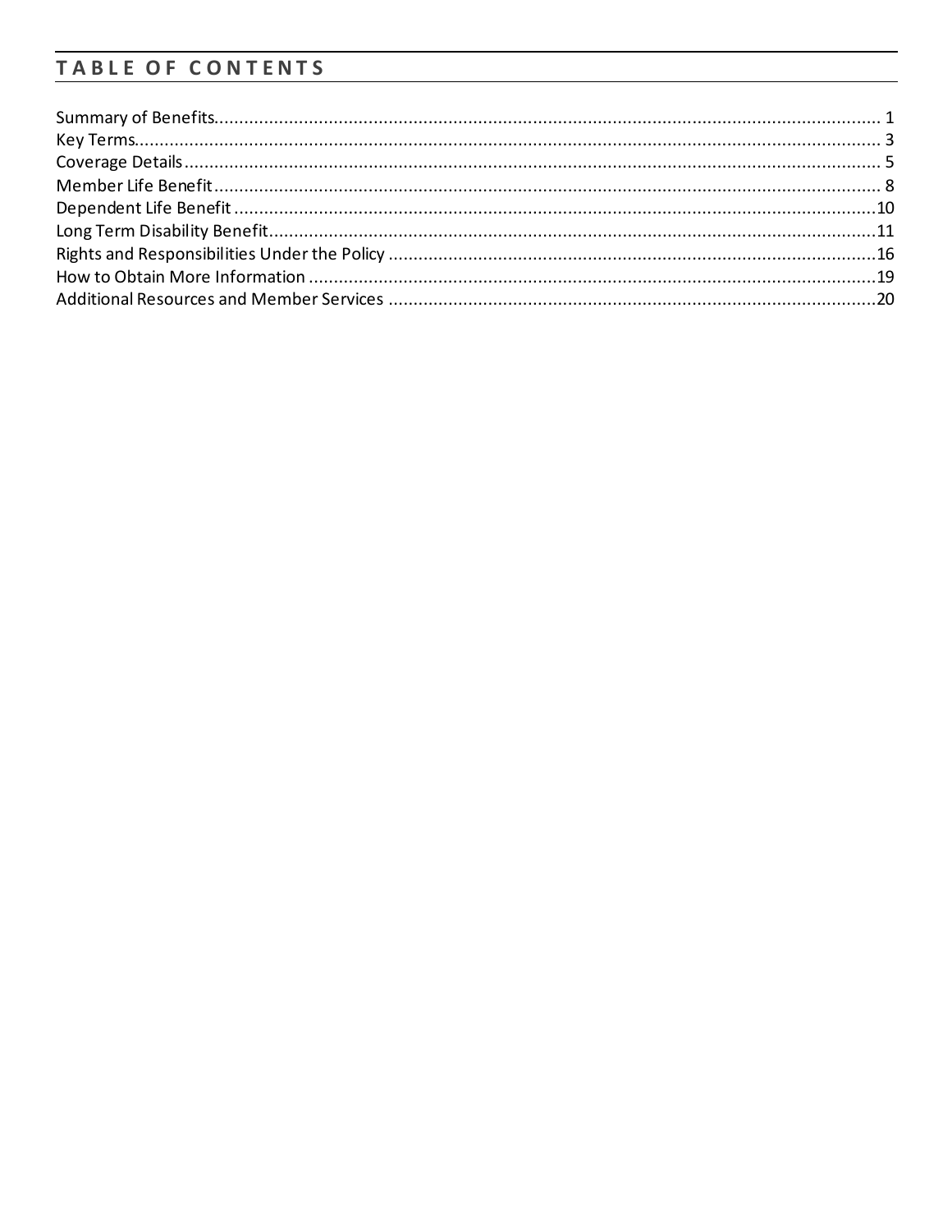## TABLE OF CONTENTS

Summary of Benefits........................................................................................................................... 1
Key Terms........................................................................................................................................ 3
Coverage Details ............................................................................................................................. 5
Member Life Benefit ......................................................................................................................... 8
Dependent Life Benefit .....................................................................................................................10
Long Term Disability Benefit.............................................................................................................11
Rights and Responsibilities Under the Policy .....................................................................................16
How to Obtain More Information .....................................................................................................19
Additional Resources and Member Services .....................................................................................20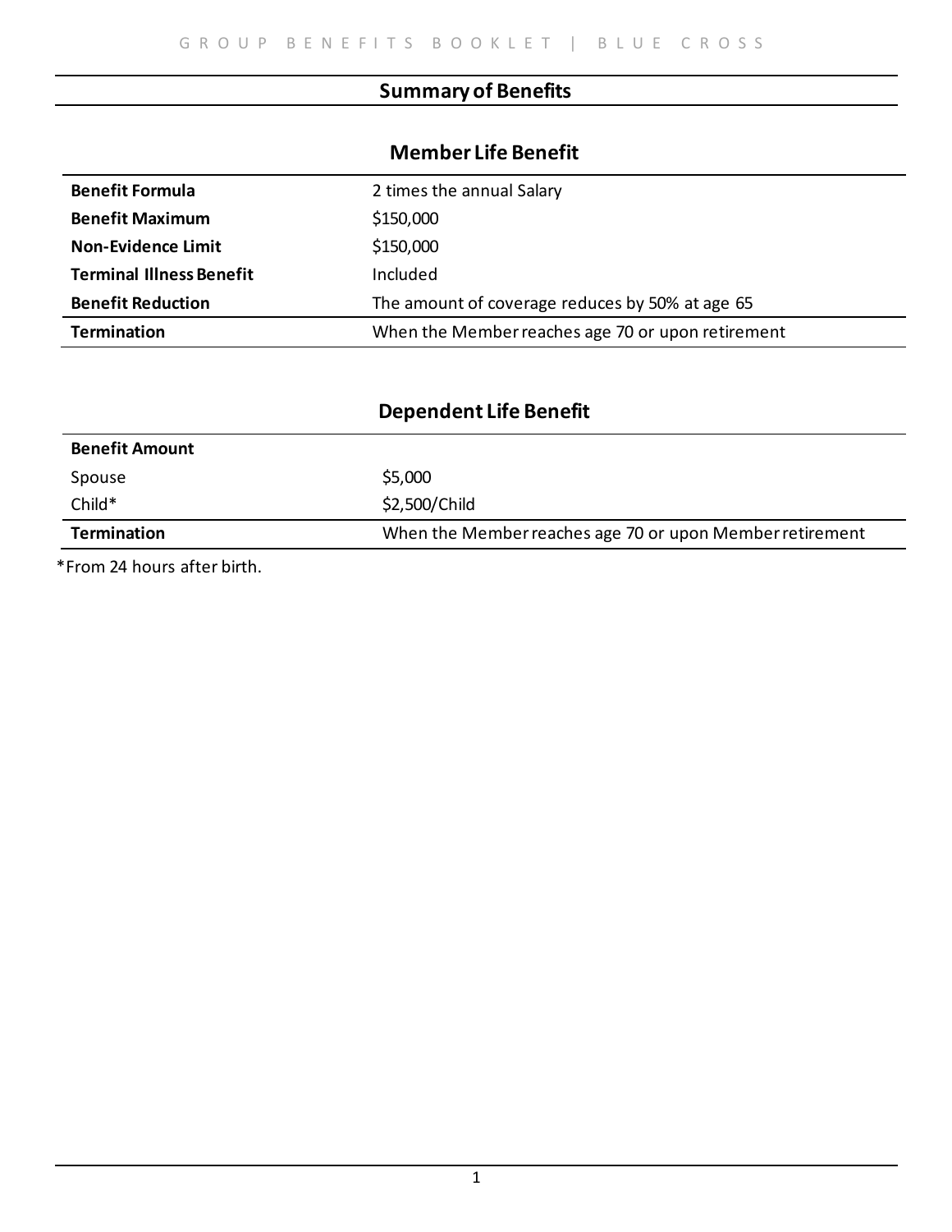## Summary of Benefits

### Member Life Benefit

| | |
|---|---|
| **Benefit Formula** | 2 times the annual Salary |
| **Benefit Maximum** | $150,000 |
| **Non-Evidence Limit** | $150,000 |
| **Terminal Illness Benefit** | Included |
| **Benefit Reduction** | The amount of coverage reduces by 50% at age 65 |
| **Termination** | When the Member reaches age 70 or upon retirement |

### Dependent Life Benefit

| | |
|---|---|
| **Benefit Amount** | |
| Spouse | $5,000 |
| Child* | $2,500/Child |
| **Termination** | When the Member reaches age 70 or upon Member retirement |

*From 24 hours after birth.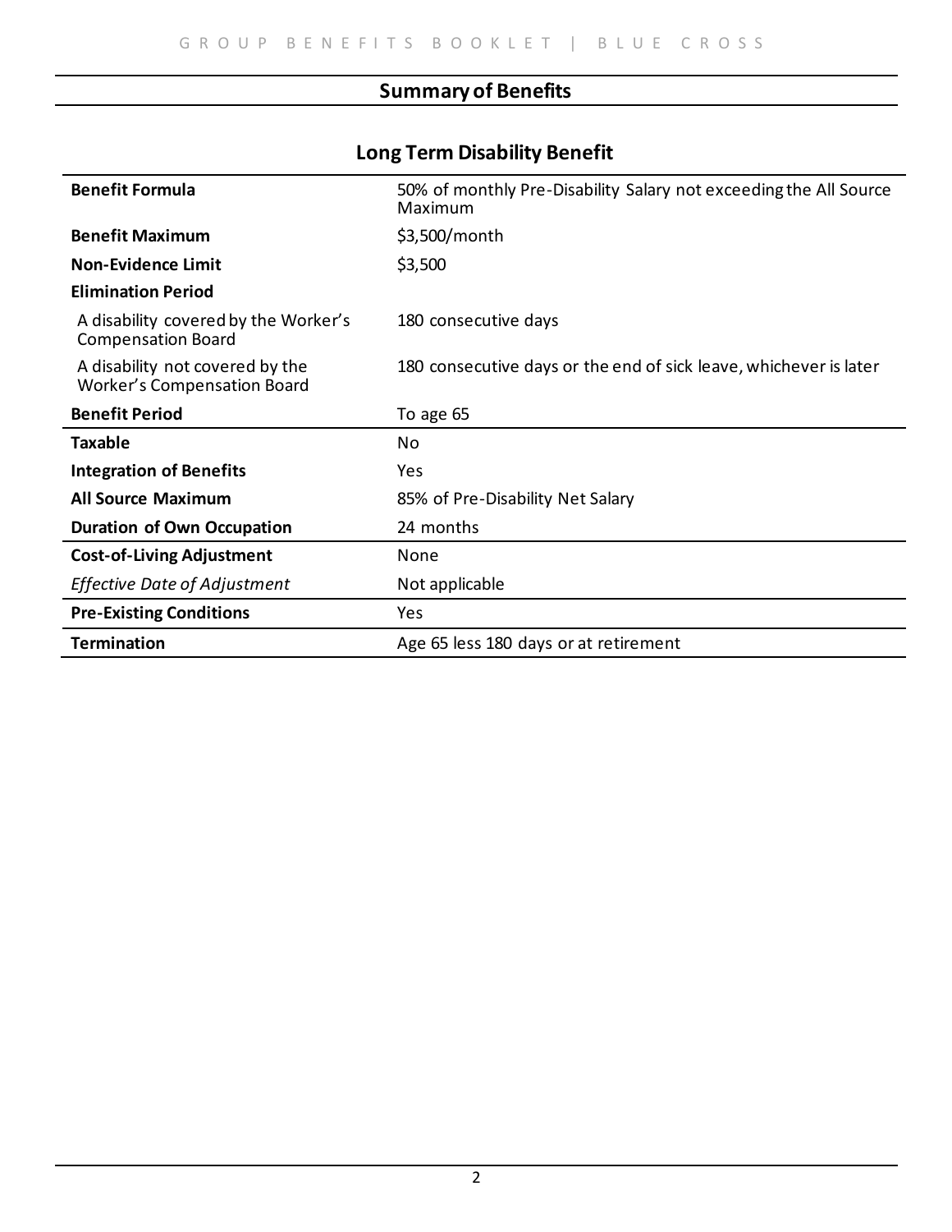## Summary of Benefits

### Long Term Disability Benefit

| | |
|---|---|
| **Benefit Formula** | 50% of monthly Pre-Disability Salary not exceeding the All Source Maximum |
| **Benefit Maximum** | $3,500/month |
| **Non-Evidence Limit** | $3,500 |
| **Elimination Period** | |
| A disability covered by the Worker's Compensation Board | 180 consecutive days |
| A disability not covered by the Worker's Compensation Board | 180 consecutive days or the end of sick leave, whichever is later |
| **Benefit Period** | To age 65 |
| **Taxable** | No |
| **Integration of Benefits** | Yes |
| **All Source Maximum** | 85% of Pre-Disability Net Salary |
| **Duration of Own Occupation** | 24 months |
| **Cost-of-Living Adjustment** | None |
| *Effective Date of Adjustment* | Not applicable |
| **Pre-Existing Conditions** | Yes |
| **Termination** | Age 65 less 180 days or at retirement |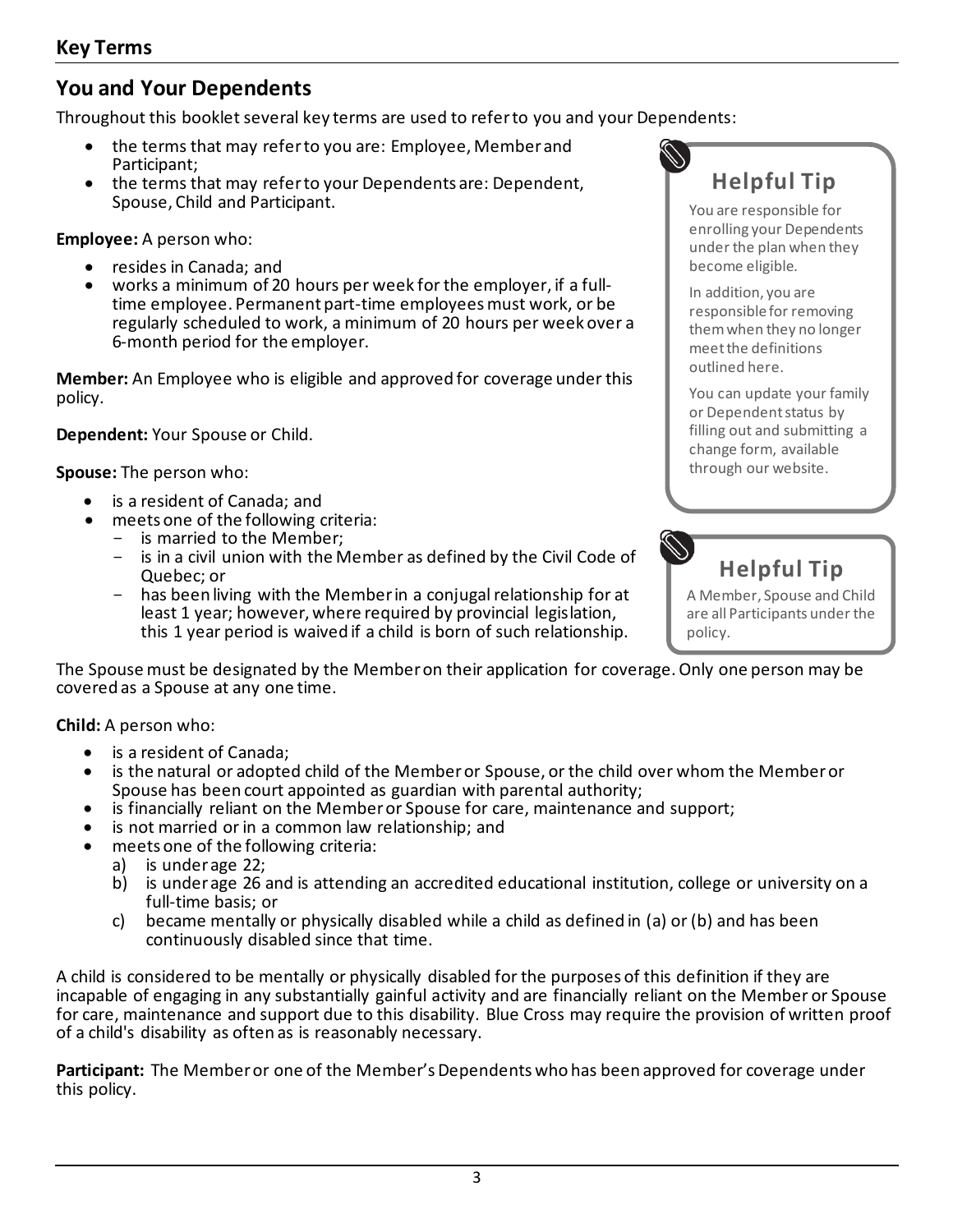## Key Terms

### You and Your Dependents

Throughout this booklet several key terms are used to refer to you and your Dependents:

- the terms that may refer to you are: Employee, Member and Participant;
- the terms that may refer to your Dependents are: Dependent, Spouse, Child and Participant.

**Employee:** A person who:

- resides in Canada; and
- works a minimum of 20 hours per week for the employer, if a full-time employee. Permanent part-time employees must work, or be regularly scheduled to work, a minimum of 20 hours per week over a 6-month period for the employer.

**Member:** An Employee who is eligible and approved for coverage under this policy.

**Dependent:** Your Spouse or Child.

**Spouse:** The person who:

- is a resident of Canada; and
- meets one of the following criteria:
  - is married to the Member;
  - is in a civil union with the Member as defined by the Civil Code of Quebec; or
  - has been living with the Member in a conjugal relationship for at least 1 year; however, where required by provincial legislation, this 1 year period is waived if a child is born of such relationship.

The Spouse must be designated by the Member on their application for coverage. Only one person may be covered as a Spouse at any one time.

**Child:** A person who:

- is a resident of Canada;
- is the natural or adopted child of the Member or Spouse, or the child over whom the Member or Spouse has been court appointed as guardian with parental authority;
- is financially reliant on the Member or Spouse for care, maintenance and support;
- is not married or in a common law relationship; and
- meets one of the following criteria:
  a) is under age 22;
  b) is under age 26 and is attending an accredited educational institution, college or university on a full-time basis; or
  c) became mentally or physically disabled while a child as defined in (a) or (b) and has been continuously disabled since that time.

A child is considered to be mentally or physically disabled for the purposes of this definition if they are incapable of engaging in any substantially gainful activity and are financially reliant on the Member or Spouse for care, maintenance and support due to this disability. Blue Cross may require the provision of written proof of a child's disability as often as is reasonably necessary.

**Participant:** The Member or one of the Member's Dependents who has been approved for coverage under this policy.

**Helpful Tip**

You are responsible for enrolling your Dependents under the plan when they become eligible.

In addition, you are responsible for removing them when they no longer meet the definitions outlined here.

You can update your family or Dependent status by filling out and submitting a change form, available through our website.

**Helpful Tip**

A Member, Spouse and Child are all Participants under the policy.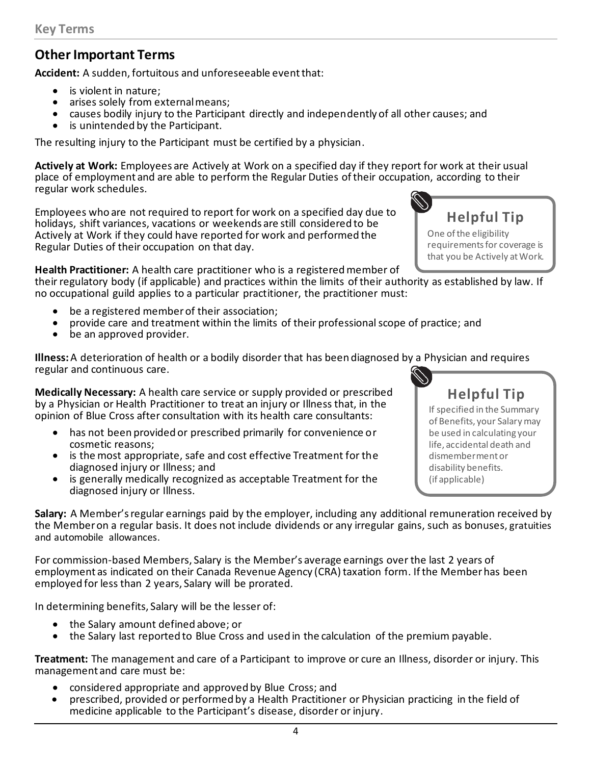## Key Terms

## Other Important Terms

**Accident:** A sudden, fortuitous and unforeseeable event that:

- is violent in nature;
- arises solely from external means;
- causes bodily injury to the Participant directly and independently of all other causes; and
- is unintended by the Participant.

The resulting injury to the Participant must be certified by a physician.

**Actively at Work:** Employees are Actively at Work on a specified day if they report for work at their usual place of employment and are able to perform the Regular Duties of their occupation, according to their regular work schedules.

Employees who are not required to report for work on a specified day due to holidays, shift variances, vacations or weekends are still considered to be Actively at Work if they could have reported for work and performed the Regular Duties of their occupation on that day.

> **Helpful Tip**
>
> One of the eligibility requirements for coverage is that you be Actively at Work.

**Health Practitioner:** A health care practitioner who is a registered member of their regulatory body (if applicable) and practices within the limits of their authority as established by law. If no occupational guild applies to a particular practitioner, the practitioner must:

- be a registered member of their association;
- provide care and treatment within the limits of their professional scope of practice; and
- be an approved provider.

**Illness:** A deterioration of health or a bodily disorder that has been diagnosed by a Physician and requires regular and continuous care.

**Medically Necessary:** A health care service or supply provided or prescribed by a Physician or Health Practitioner to treat an injury or Illness that, in the opinion of Blue Cross after consultation with its health care consultants:

- has not been provided or prescribed primarily for convenience or cosmetic reasons;
- is the most appropriate, safe and cost effective Treatment for the diagnosed injury or Illness; and
- is generally medically recognized as acceptable Treatment for the diagnosed injury or Illness.

> **Helpful Tip**
>
> If specified in the Summary of Benefits, your Salary may be used in calculating your life, accidental death and dismemberment or disability benefits. (if applicable)

**Salary:** A Member's regular earnings paid by the employer, including any additional remuneration received by the Member on a regular basis. It does not include dividends or any irregular gains, such as bonuses, gratuities and automobile allowances.

For commission-based Members, Salary is the Member's average earnings over the last 2 years of employment as indicated on their Canada Revenue Agency (CRA) taxation form. If the Member has been employed for less than 2 years, Salary will be prorated.

In determining benefits, Salary will be the lesser of:

- the Salary amount defined above; or
- the Salary last reported to Blue Cross and used in the calculation of the premium payable.

**Treatment:** The management and care of a Participant to improve or cure an Illness, disorder or injury. This management and care must be:

- considered appropriate and approved by Blue Cross; and
- prescribed, provided or performed by a Health Practitioner or Physician practicing in the field of medicine applicable to the Participant's disease, disorder or injury.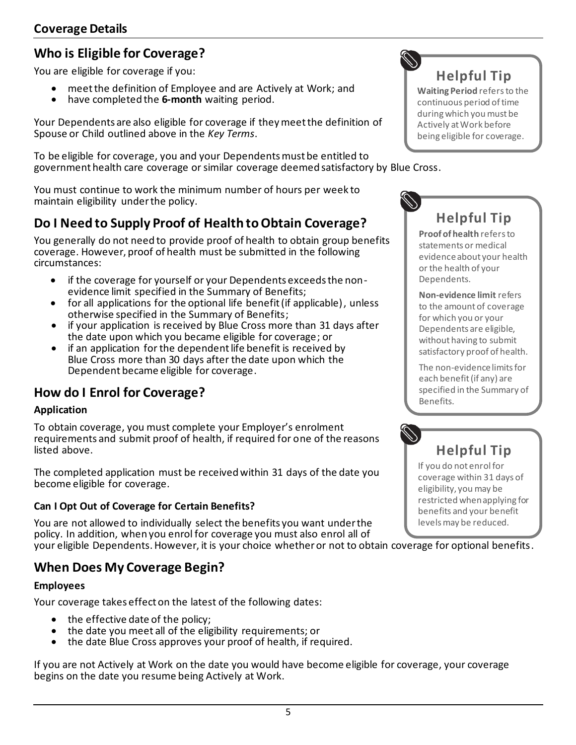## Coverage Details

## Who is Eligible for Coverage?

You are eligible for coverage if you:

- meet the definition of Employee and are Actively at Work; and
- have completed the **6-month** waiting period.

Your Dependents are also eligible for coverage if they meet the definition of Spouse or Child outlined above in the *Key Terms*.

To be eligible for coverage, you and your Dependents must be entitled to government health care coverage or similar coverage deemed satisfactory by Blue Cross.

You must continue to work the minimum number of hours per week to maintain eligibility under the policy.

> **Helpful Tip**
>
> **Waiting Period** refers to the continuous period of time during which you must be Actively at Work before being eligible for coverage.

## Do I Need to Supply Proof of Health to Obtain Coverage?

You generally do not need to provide proof of health to obtain group benefits coverage. However, proof of health must be submitted in the following circumstances:

- if the coverage for yourself or your Dependents exceeds the non-evidence limit specified in the Summary of Benefits;
- for all applications for the optional life benefit (if applicable), unless otherwise specified in the Summary of Benefits;
- if your application is received by Blue Cross more than 31 days after the date upon which you became eligible for coverage; or
- if an application for the dependent life benefit is received by Blue Cross more than 30 days after the date upon which the Dependent became eligible for coverage.

> **Helpful Tip**
>
> **Proof of health** refers to statements or medical evidence about your health or the health of your Dependents.
>
> **Non-evidence limit** refers to the amount of coverage for which you or your Dependents are eligible, without having to submit satisfactory proof of health.
>
> The non-evidence limits for each benefit (if any) are specified in the Summary of Benefits.

## How do I Enrol for Coverage?

### Application

To obtain coverage, you must complete your Employer's enrolment requirements and submit proof of health, if required for one of the reasons listed above.

The completed application must be received within 31 days of the date you become eligible for coverage.

> **Helpful Tip**
>
> If you do not enrol for coverage within 31 days of eligibility, you may be restricted when applying for benefits and your benefit levels may be reduced.

### Can I Opt Out of Coverage for Certain Benefits?

You are not allowed to individually select the benefits you want under the policy. In addition, when you enrol for coverage you must also enrol all of your eligible Dependents. However, it is your choice whether or not to obtain coverage for optional benefits.

## When Does My Coverage Begin?

### Employees

Your coverage takes effect on the latest of the following dates:

- the effective date of the policy;
- the date you meet all of the eligibility requirements; or
- the date Blue Cross approves your proof of health, if required.

If you are not Actively at Work on the date you would have become eligible for coverage, your coverage begins on the date you resume being Actively at Work.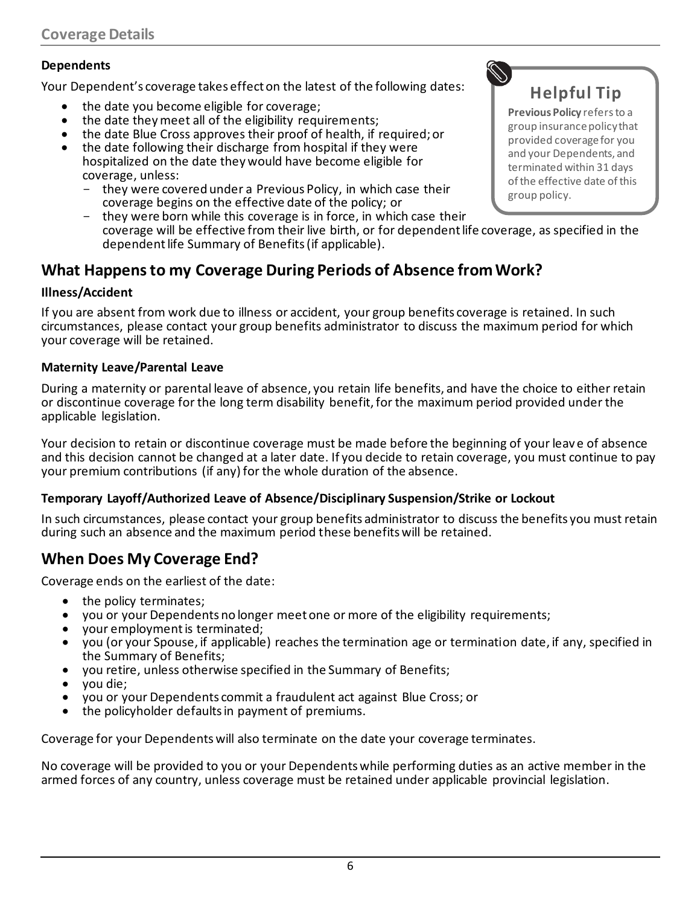## Coverage Details

**Dependents**

Your Dependent's coverage takes effect on the latest of the following dates:

- the date you become eligible for coverage;
- the date they meet all of the eligibility requirements;
- the date Blue Cross approves their proof of health, if required; or
- the date following their discharge from hospital if they were hospitalized on the date they would have become eligible for coverage, unless:
  - they were covered under a Previous Policy, in which case their coverage begins on the effective date of the policy; or
  - they were born while this coverage is in force, in which case their coverage will be effective from their live birth, or for dependent life coverage, as specified in the dependent life Summary of Benefits (if applicable).

> **Helpful Tip**
>
> **Previous Policy** refers to a group insurance policy that provided coverage for you and your Dependents, and terminated within 31 days of the effective date of this group policy.

## What Happens to my Coverage During Periods of Absence from Work?

**Illness/Accident**

If you are absent from work due to illness or accident, your group benefits coverage is retained. In such circumstances, please contact your group benefits administrator to discuss the maximum period for which your coverage will be retained.

**Maternity Leave/Parental Leave**

During a maternity or parental leave of absence, you retain life benefits, and have the choice to either retain or discontinue coverage for the long term disability benefit, for the maximum period provided under the applicable legislation.

Your decision to retain or discontinue coverage must be made before the beginning of your leave of absence and this decision cannot be changed at a later date. If you decide to retain coverage, you must continue to pay your premium contributions (if any) for the whole duration of the absence.

**Temporary Layoff/Authorized Leave of Absence/Disciplinary Suspension/Strike or Lockout**

In such circumstances, please contact your group benefits administrator to discuss the benefits you must retain during such an absence and the maximum period these benefits will be retained.

## When Does My Coverage End?

Coverage ends on the earliest of the date:

- the policy terminates;
- you or your Dependents no longer meet one or more of the eligibility requirements;
- your employment is terminated;
- you (or your Spouse, if applicable) reaches the termination age or termination date, if any, specified in the Summary of Benefits;
- you retire, unless otherwise specified in the Summary of Benefits;
- you die;
- you or your Dependents commit a fraudulent act against Blue Cross; or
- the policyholder defaults in payment of premiums.

Coverage for your Dependents will also terminate on the date your coverage terminates.

No coverage will be provided to you or your Dependents while performing duties as an active member in the armed forces of any country, unless coverage must be retained under applicable provincial legislation.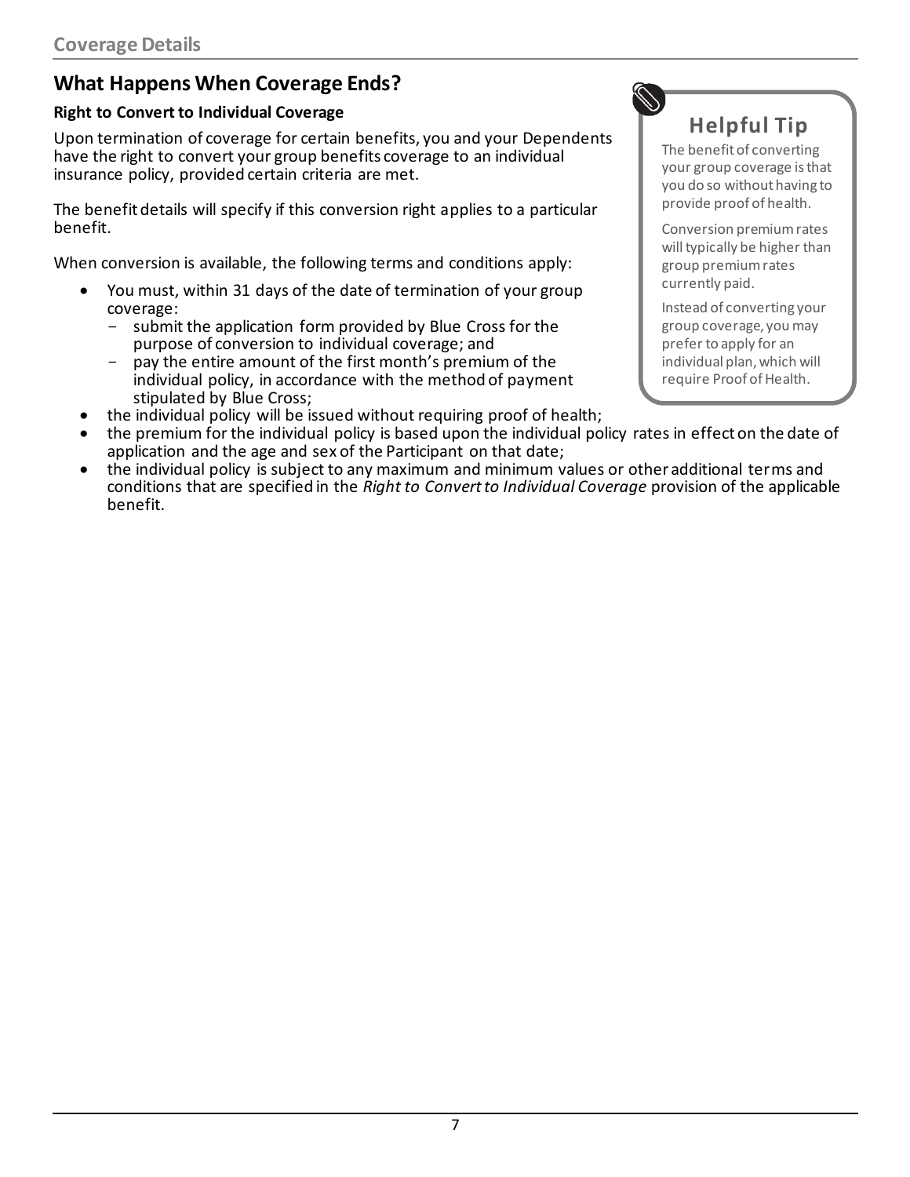## What Happens When Coverage Ends?

**Right to Convert to Individual Coverage**

Upon termination of coverage for certain benefits, you and your Dependents have the right to convert your group benefits coverage to an individual insurance policy, provided certain criteria are met.

The benefit details will specify if this conversion right applies to a particular benefit.

When conversion is available, the following terms and conditions apply:

- You must, within 31 days of the date of termination of your group coverage:
  - submit the application form provided by Blue Cross for the purpose of conversion to individual coverage; and
  - pay the entire amount of the first month's premium of the individual policy, in accordance with the method of payment stipulated by Blue Cross;
- the individual policy will be issued without requiring proof of health;
- the premium for the individual policy is based upon the individual policy rates in effect on the date of application and the age and sex of the Participant on that date;
- the individual policy is subject to any maximum and minimum values or other additional terms and conditions that are specified in the *Right to Convert to Individual Coverage* provision of the applicable benefit.

**Helpful Tip**

The benefit of converting your group coverage is that you do so without having to provide proof of health.

Conversion premium rates will typically be higher than group premium rates currently paid.

Instead of converting your group coverage, you may prefer to apply for an individual plan, which will require Proof of Health.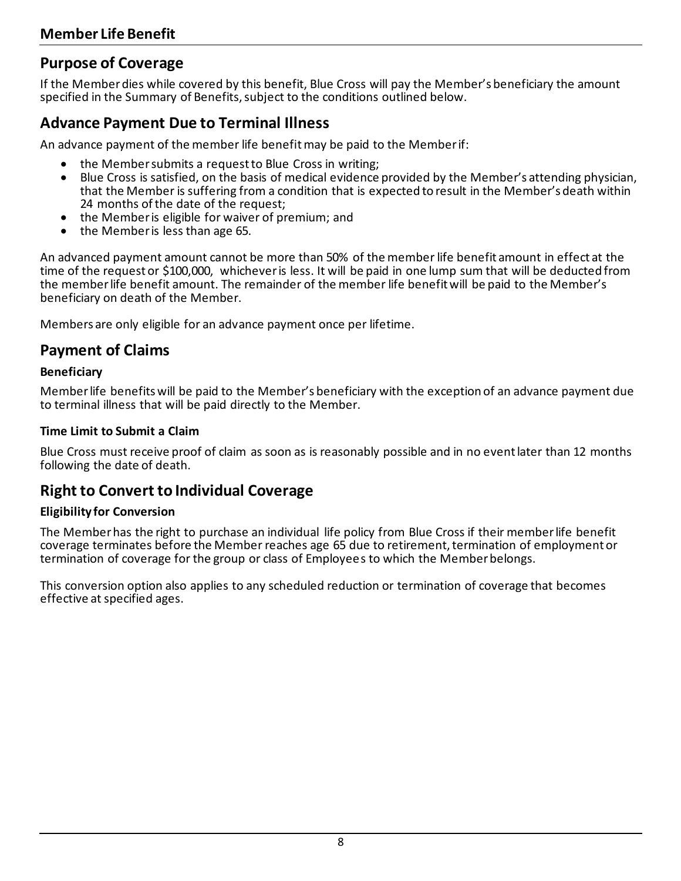# Member Life Benefit

## Purpose of Coverage

If the Member dies while covered by this benefit, Blue Cross will pay the Member's beneficiary the amount specified in the Summary of Benefits, subject to the conditions outlined below.

## Advance Payment Due to Terminal Illness

An advance payment of the member life benefit may be paid to the Member if:

- the Member submits a request to Blue Cross in writing;
- Blue Cross is satisfied, on the basis of medical evidence provided by the Member's attending physician, that the Member is suffering from a condition that is expected to result in the Member's death within 24 months of the date of the request;
- the Member is eligible for waiver of premium; and
- the Member is less than age 65.

An advanced payment amount cannot be more than 50% of the member life benefit amount in effect at the time of the request or $100,000, whichever is less. It will be paid in one lump sum that will be deducted from the member life benefit amount. The remainder of the member life benefit will be paid to the Member's beneficiary on death of the Member.

Members are only eligible for an advance payment once per lifetime.

## Payment of Claims

### Beneficiary

Member life benefits will be paid to the Member's beneficiary with the exception of an advance payment due to terminal illness that will be paid directly to the Member.

### Time Limit to Submit a Claim

Blue Cross must receive proof of claim as soon as is reasonably possible and in no event later than 12 months following the date of death.

## Right to Convert to Individual Coverage

### Eligibility for Conversion

The Member has the right to purchase an individual life policy from Blue Cross if their member life benefit coverage terminates before the Member reaches age 65 due to retirement, termination of employment or termination of coverage for the group or class of Employees to which the Member belongs.

This conversion option also applies to any scheduled reduction or termination of coverage that becomes effective at specified ages.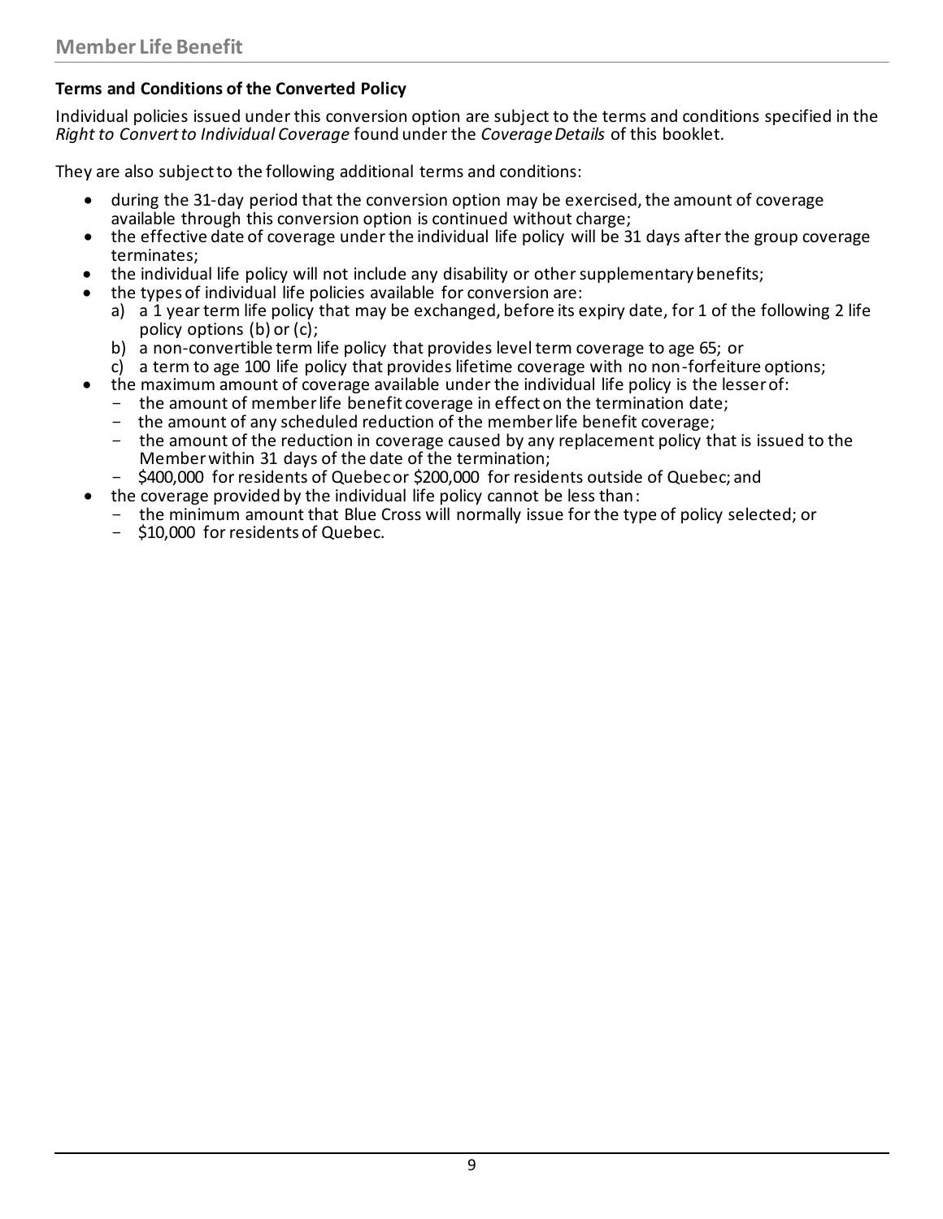**Terms and Conditions of the Converted Policy**

Individual policies issued under this conversion option are subject to the terms and conditions specified in the *Right to Convert to Individual Coverage* found under the *Coverage Details* of this booklet.

They are also subject to the following additional terms and conditions:

- during the 31-day period that the conversion option may be exercised, the amount of coverage available through this conversion option is continued without charge;
- the effective date of coverage under the individual life policy will be 31 days after the group coverage terminates;
- the individual life policy will not include any disability or other supplementary benefits;
- the types of individual life policies available for conversion are:
  a) a 1 year term life policy that may be exchanged, before its expiry date, for 1 of the following 2 life policy options (b) or (c);
  b) a non-convertible term life policy that provides level term coverage to age 65; or
  c) a term to age 100 life policy that provides lifetime coverage with no non-forfeiture options;
- the maximum amount of coverage available under the individual life policy is the lesser of:
  - the amount of member life benefit coverage in effect on the termination date;
  - the amount of any scheduled reduction of the member life benefit coverage;
  - the amount of the reduction in coverage caused by any replacement policy that is issued to the Member within 31 days of the date of the termination;
  - $400,000 for residents of Quebec or $200,000 for residents outside of Quebec; and
- the coverage provided by the individual life policy cannot be less than:
  - the minimum amount that Blue Cross will normally issue for the type of policy selected; or
  - $10,000 for residents of Quebec.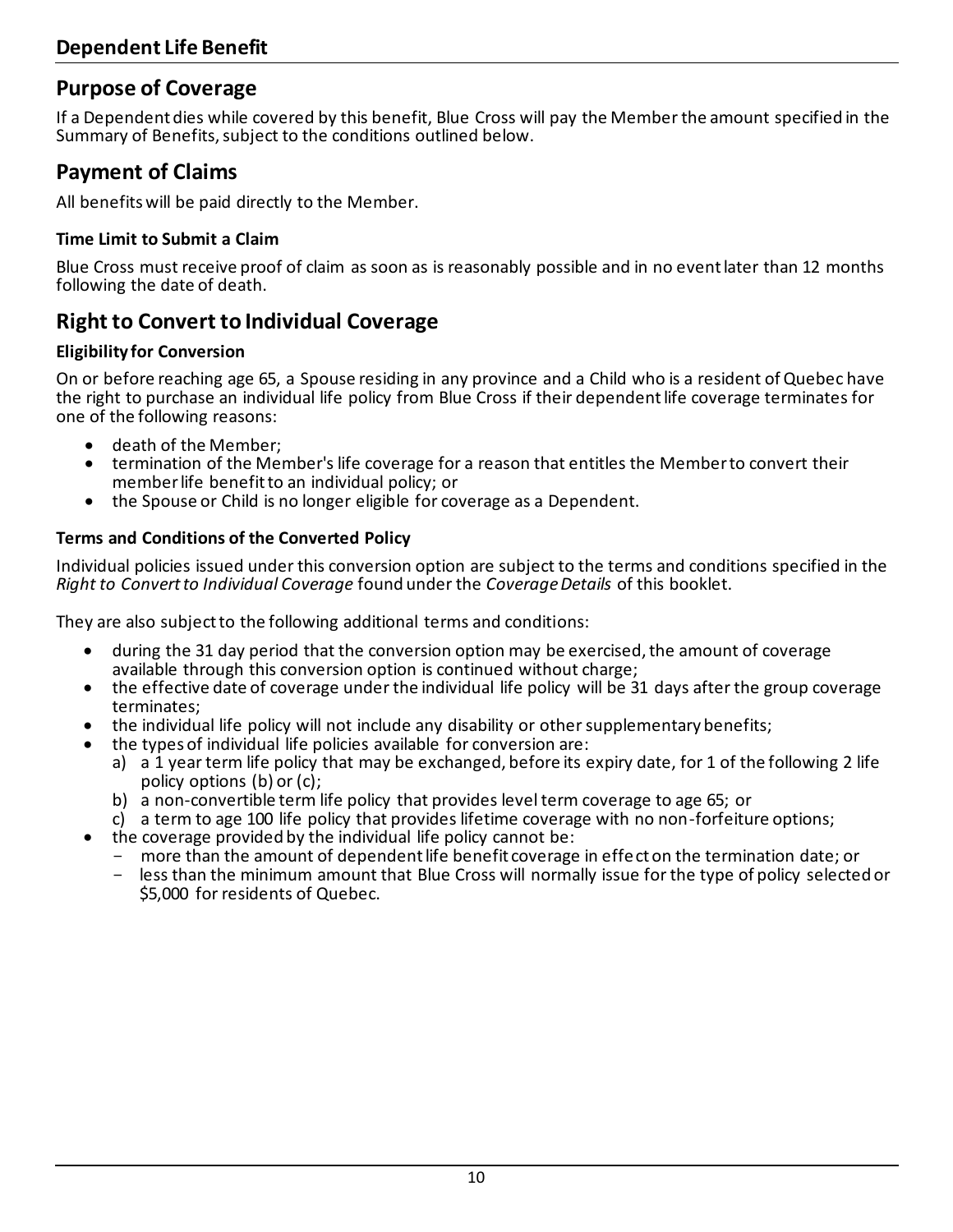## Dependent Life Benefit

### Purpose of Coverage

If a Dependent dies while covered by this benefit, Blue Cross will pay the Member the amount specified in the Summary of Benefits, subject to the conditions outlined below.

### Payment of Claims

All benefits will be paid directly to the Member.

#### Time Limit to Submit a Claim

Blue Cross must receive proof of claim as soon as is reasonably possible and in no event later than 12 months following the date of death.

### Right to Convert to Individual Coverage

#### Eligibility for Conversion

On or before reaching age 65, a Spouse residing in any province and a Child who is a resident of Quebec have the right to purchase an individual life policy from Blue Cross if their dependent life coverage terminates for one of the following reasons:

- death of the Member;
- termination of the Member's life coverage for a reason that entitles the Member to convert their member life benefit to an individual policy; or
- the Spouse or Child is no longer eligible for coverage as a Dependent.

#### Terms and Conditions of the Converted Policy

Individual policies issued under this conversion option are subject to the terms and conditions specified in the *Right to Convert to Individual Coverage* found under the *Coverage Details* of this booklet.

They are also subject to the following additional terms and conditions:

- during the 31 day period that the conversion option may be exercised, the amount of coverage available through this conversion option is continued without charge;
- the effective date of coverage under the individual life policy will be 31 days after the group coverage terminates;
- the individual life policy will not include any disability or other supplementary benefits;
- the types of individual life policies available for conversion are:
  a) a 1 year term life policy that may be exchanged, before its expiry date, for 1 of the following 2 life policy options (b) or (c);
  b) a non-convertible term life policy that provides level term coverage to age 65; or
  c) a term to age 100 life policy that provides lifetime coverage with no non-forfeiture options;
- the coverage provided by the individual life policy cannot be:
  - more than the amount of dependent life benefit coverage in effect on the termination date; or
  - less than the minimum amount that Blue Cross will normally issue for the type of policy selected or $5,000 for residents of Quebec.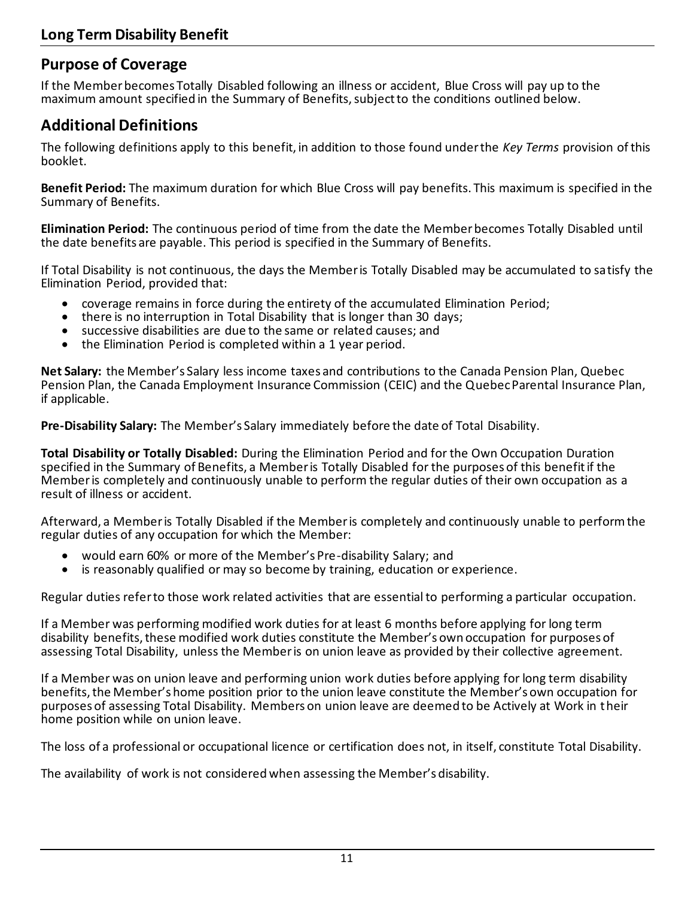# Long Term Disability Benefit

## Purpose of Coverage

If the Member becomes Totally Disabled following an illness or accident, Blue Cross will pay up to the maximum amount specified in the Summary of Benefits, subject to the conditions outlined below.

## Additional Definitions

The following definitions apply to this benefit, in addition to those found under the *Key Terms* provision of this booklet.

**Benefit Period:** The maximum duration for which Blue Cross will pay benefits. This maximum is specified in the Summary of Benefits.

**Elimination Period:** The continuous period of time from the date the Member becomes Totally Disabled until the date benefits are payable. This period is specified in the Summary of Benefits.

If Total Disability is not continuous, the days the Member is Totally Disabled may be accumulated to satisfy the Elimination Period, provided that:

- coverage remains in force during the entirety of the accumulated Elimination Period;
- there is no interruption in Total Disability that is longer than 30 days;
- successive disabilities are due to the same or related causes; and
- the Elimination Period is completed within a 1 year period.

**Net Salary:** the Member's Salary less income taxes and contributions to the Canada Pension Plan, Quebec Pension Plan, the Canada Employment Insurance Commission (CEIC) and the Quebec Parental Insurance Plan, if applicable.

**Pre-Disability Salary:** The Member's Salary immediately before the date of Total Disability.

**Total Disability or Totally Disabled:** During the Elimination Period and for the Own Occupation Duration specified in the Summary of Benefits, a Member is Totally Disabled for the purposes of this benefit if the Member is completely and continuously unable to perform the regular duties of their own occupation as a result of illness or accident.

Afterward, a Member is Totally Disabled if the Member is completely and continuously unable to perform the regular duties of any occupation for which the Member:

- would earn 60% or more of the Member's Pre-disability Salary; and
- is reasonably qualified or may so become by training, education or experience.

Regular duties refer to those work related activities that are essential to performing a particular occupation.

If a Member was performing modified work duties for at least 6 months before applying for long term disability benefits, these modified work duties constitute the Member's own occupation for purposes of assessing Total Disability, unless the Member is on union leave as provided by their collective agreement.

If a Member was on union leave and performing union work duties before applying for long term disability benefits, the Member's home position prior to the union leave constitute the Member's own occupation for purposes of assessing Total Disability. Members on union leave are deemed to be Actively at Work in their home position while on union leave.

The loss of a professional or occupational licence or certification does not, in itself, constitute Total Disability.

The availability of work is not considered when assessing the Member's disability.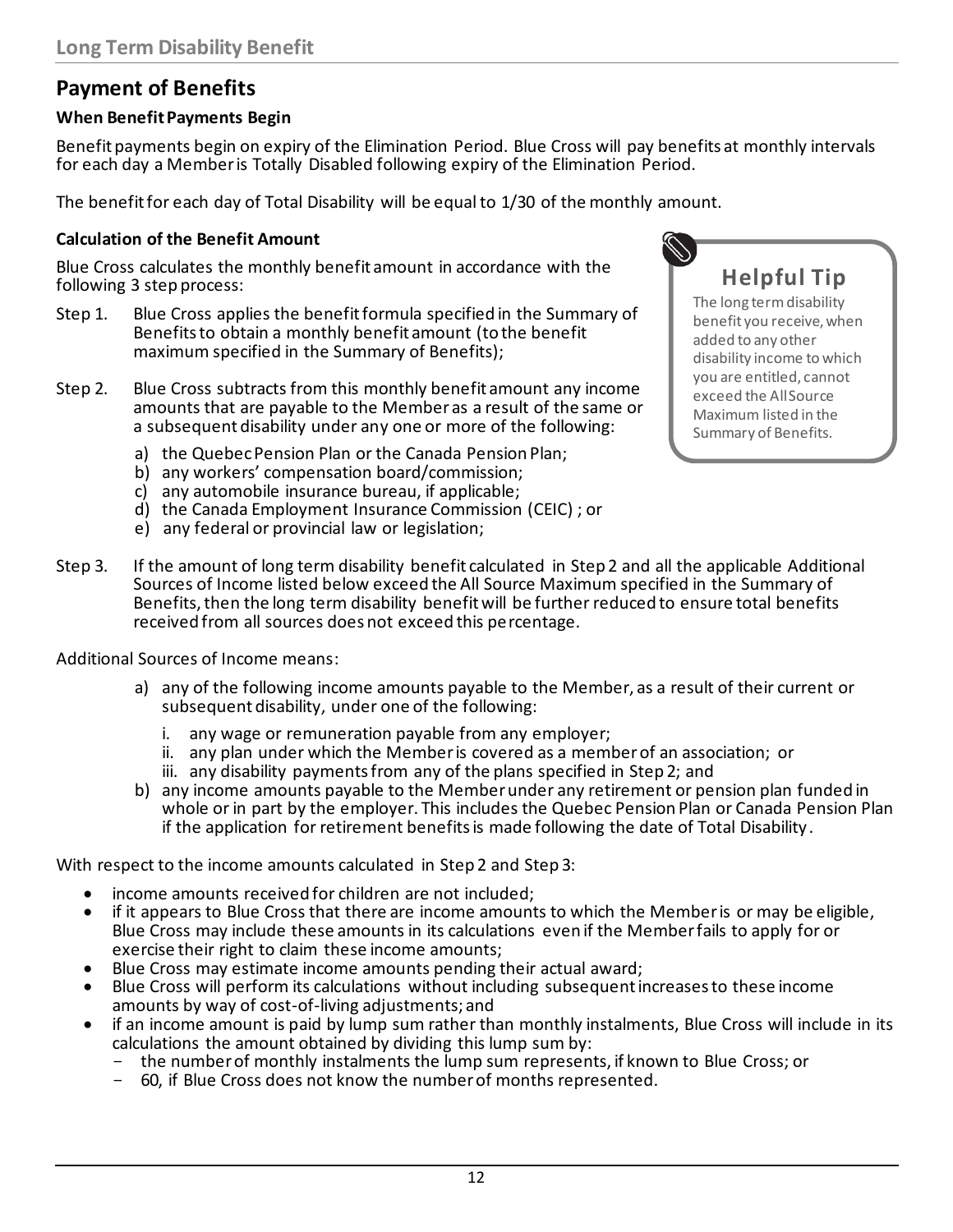## Payment of Benefits

### When Benefit Payments Begin

Benefit payments begin on expiry of the Elimination Period. Blue Cross will pay benefits at monthly intervals for each day a Member is Totally Disabled following expiry of the Elimination Period.

The benefit for each day of Total Disability will be equal to 1/30 of the monthly amount.

### Calculation of the Benefit Amount

Blue Cross calculates the monthly benefit amount in accordance with the following 3 step process:

Step 1. Blue Cross applies the benefit formula specified in the Summary of Benefits to obtain a monthly benefit amount (to the benefit maximum specified in the Summary of Benefits);

Step 2. Blue Cross subtracts from this monthly benefit amount any income amounts that are payable to the Member as a result of the same or a subsequent disability under any one or more of the following:

a) the Quebec Pension Plan or the Canada Pension Plan;
b) any workers' compensation board/commission;
c) any automobile insurance bureau, if applicable;
d) the Canada Employment Insurance Commission (CEIC) ; or
e) any federal or provincial law or legislation;

> **Helpful Tip**
>
> The long term disability benefit you receive, when added to any other disability income to which you are entitled, cannot exceed the All Source Maximum listed in the Summary of Benefits.

Step 3. If the amount of long term disability benefit calculated in Step 2 and all the applicable Additional Sources of Income listed below exceed the All Source Maximum specified in the Summary of Benefits, then the long term disability benefit will be further reduced to ensure total benefits received from all sources does not exceed this percentage.

Additional Sources of Income means:

a) any of the following income amounts payable to the Member, as a result of their current or subsequent disability, under one of the following:
   i. any wage or remuneration payable from any employer;
   ii. any plan under which the Member is covered as a member of an association; or
   iii. any disability payments from any of the plans specified in Step 2; and
b) any income amounts payable to the Member under any retirement or pension plan funded in whole or in part by the employer. This includes the Quebec Pension Plan or Canada Pension Plan if the application for retirement benefits is made following the date of Total Disability.

With respect to the income amounts calculated in Step 2 and Step 3:

- income amounts received for children are not included;
- if it appears to Blue Cross that there are income amounts to which the Member is or may be eligible, Blue Cross may include these amounts in its calculations even if the Member fails to apply for or exercise their right to claim these income amounts;
- Blue Cross may estimate income amounts pending their actual award;
- Blue Cross will perform its calculations without including subsequent increases to these income amounts by way of cost-of-living adjustments; and
- if an income amount is paid by lump sum rather than monthly instalments, Blue Cross will include in its calculations the amount obtained by dividing this lump sum by:
  - the number of monthly instalments the lump sum represents, if known to Blue Cross; or
  - 60, if Blue Cross does not know the number of months represented.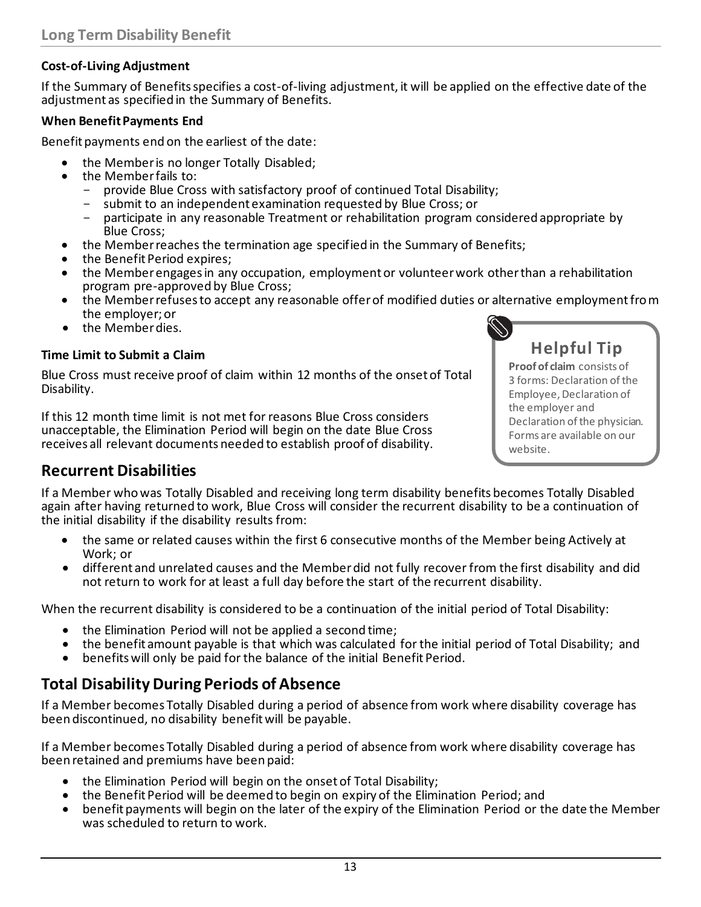## Long Term Disability Benefit

**Cost-of-Living Adjustment**

If the Summary of Benefits specifies a cost-of-living adjustment, it will be applied on the effective date of the adjustment as specified in the Summary of Benefits.

**When Benefit Payments End**

Benefit payments end on the earliest of the date:

- the Member is no longer Totally Disabled;
- the Member fails to:
  - provide Blue Cross with satisfactory proof of continued Total Disability;
  - submit to an independent examination requested by Blue Cross; or
  - participate in any reasonable Treatment or rehabilitation program considered appropriate by Blue Cross;
- the Member reaches the termination age specified in the Summary of Benefits;
- the Benefit Period expires;
- the Member engages in any occupation, employment or volunteer work other than a rehabilitation program pre-approved by Blue Cross;
- the Member refuses to accept any reasonable offer of modified duties or alternative employment from the employer; or
- the Member dies.

**Time Limit to Submit a Claim**

Blue Cross must receive proof of claim within 12 months of the onset of Total Disability.

If this 12 month time limit is not met for reasons Blue Cross considers unacceptable, the Elimination Period will begin on the date Blue Cross receives all relevant documents needed to establish proof of disability.

> **Helpful Tip**
>
> **Proof of claim** consists of 3 forms: Declaration of the Employee, Declaration of the employer and Declaration of the physician. Forms are available on our website.

## Recurrent Disabilities

If a Member who was Totally Disabled and receiving long term disability benefits becomes Totally Disabled again after having returned to work, Blue Cross will consider the recurrent disability to be a continuation of the initial disability if the disability results from:

- the same or related causes within the first 6 consecutive months of the Member being Actively at Work; or
- different and unrelated causes and the Member did not fully recover from the first disability and did not return to work for at least a full day before the start of the recurrent disability.

When the recurrent disability is considered to be a continuation of the initial period of Total Disability:

- the Elimination Period will not be applied a second time;
- the benefit amount payable is that which was calculated for the initial period of Total Disability; and
- benefits will only be paid for the balance of the initial Benefit Period.

## Total Disability During Periods of Absence

If a Member becomes Totally Disabled during a period of absence from work where disability coverage has been discontinued, no disability benefit will be payable.

If a Member becomes Totally Disabled during a period of absence from work where disability coverage has been retained and premiums have been paid:

- the Elimination Period will begin on the onset of Total Disability;
- the Benefit Period will be deemed to begin on expiry of the Elimination Period; and
- benefit payments will begin on the later of the expiry of the Elimination Period or the date the Member was scheduled to return to work.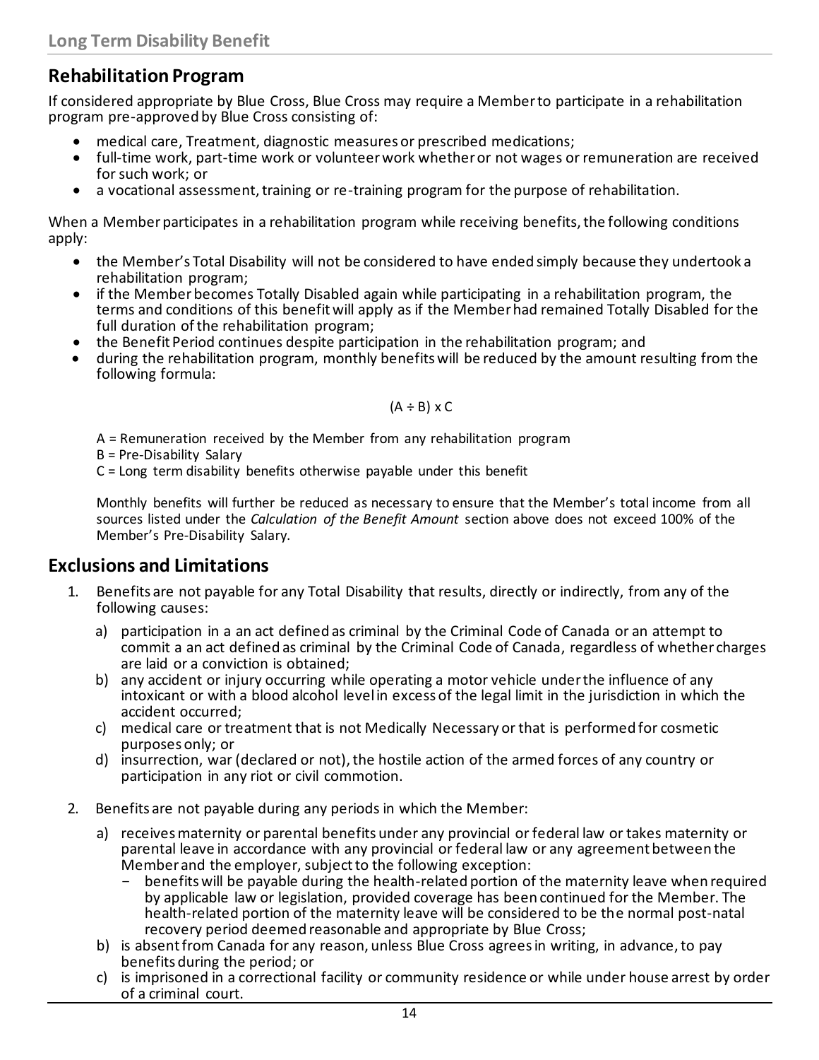## Rehabilitation Program

If considered appropriate by Blue Cross, Blue Cross may require a Member to participate in a rehabilitation program pre-approved by Blue Cross consisting of:

- medical care, Treatment, diagnostic measures or prescribed medications;
- full-time work, part-time work or volunteer work whether or not wages or remuneration are received for such work; or
- a vocational assessment, training or re-training program for the purpose of rehabilitation.

When a Member participates in a rehabilitation program while receiving benefits, the following conditions apply:

- the Member's Total Disability will not be considered to have ended simply because they undertook a rehabilitation program;
- if the Member becomes Totally Disabled again while participating in a rehabilitation program, the terms and conditions of this benefit will apply as if the Member had remained Totally Disabled for the full duration of the rehabilitation program;
- the Benefit Period continues despite participation in the rehabilitation program; and
- during the rehabilitation program, monthly benefits will be reduced by the amount resulting from the following formula:

$$(A \div B) \times C$$

A = Remuneration received by the Member from any rehabilitation program
B = Pre-Disability Salary
C = Long term disability benefits otherwise payable under this benefit

Monthly benefits will further be reduced as necessary to ensure that the Member's total income from all sources listed under the *Calculation of the Benefit Amount* section above does not exceed 100% of the Member's Pre-Disability Salary.

## Exclusions and Limitations

1. Benefits are not payable for any Total Disability that results, directly or indirectly, from any of the following causes:
   a) participation in a an act defined as criminal by the Criminal Code of Canada or an attempt to commit a an act defined as criminal by the Criminal Code of Canada, regardless of whether charges are laid or a conviction is obtained;
   b) any accident or injury occurring while operating a motor vehicle under the influence of any intoxicant or with a blood alcohol level in excess of the legal limit in the jurisdiction in which the accident occurred;
   c) medical care or treatment that is not Medically Necessary or that is performed for cosmetic purposes only; or
   d) insurrection, war (declared or not), the hostile action of the armed forces of any country or participation in any riot or civil commotion.

2. Benefits are not payable during any periods in which the Member:
   a) receives maternity or parental benefits under any provincial or federal law or takes maternity or parental leave in accordance with any provincial or federal law or any agreement between the Member and the employer, subject to the following exception:
      - benefits will be payable during the health-related portion of the maternity leave when required by applicable law or legislation, provided coverage has been continued for the Member. The health-related portion of the maternity leave will be considered to be the normal post-natal recovery period deemed reasonable and appropriate by Blue Cross;
   b) is absent from Canada for any reason, unless Blue Cross agrees in writing, in advance, to pay benefits during the period; or
   c) is imprisoned in a correctional facility or community residence or while under house arrest by order of a criminal court.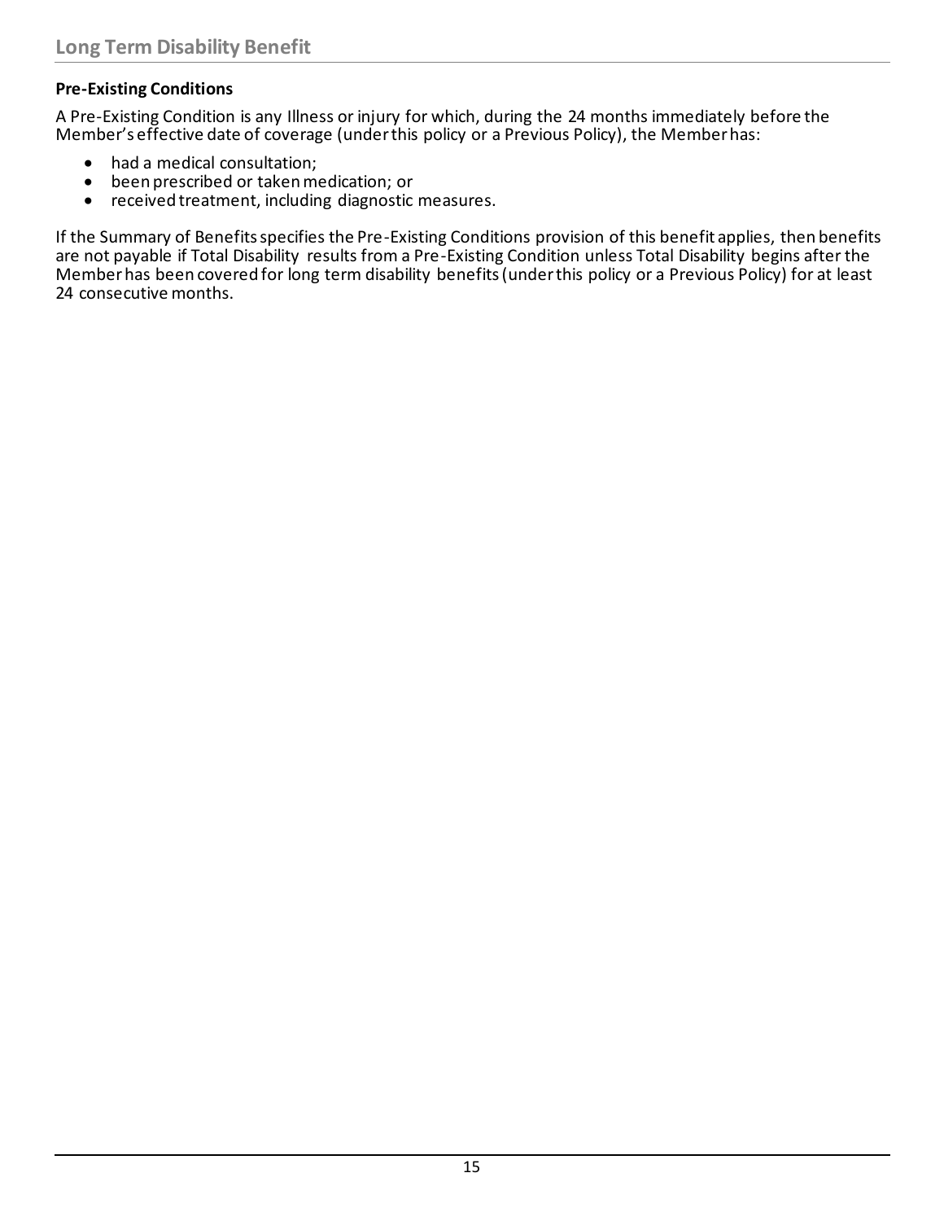### Pre-Existing Conditions

A Pre-Existing Condition is any Illness or injury for which, during the 24 months immediately before the Member's effective date of coverage (under this policy or a Previous Policy), the Member has:

- had a medical consultation;
- been prescribed or taken medication; or
- received treatment, including diagnostic measures.

If the Summary of Benefits specifies the Pre-Existing Conditions provision of this benefit applies, then benefits are not payable if Total Disability results from a Pre-Existing Condition unless Total Disability begins after the Member has been covered for long term disability benefits (under this policy or a Previous Policy) for at least 24 consecutive months.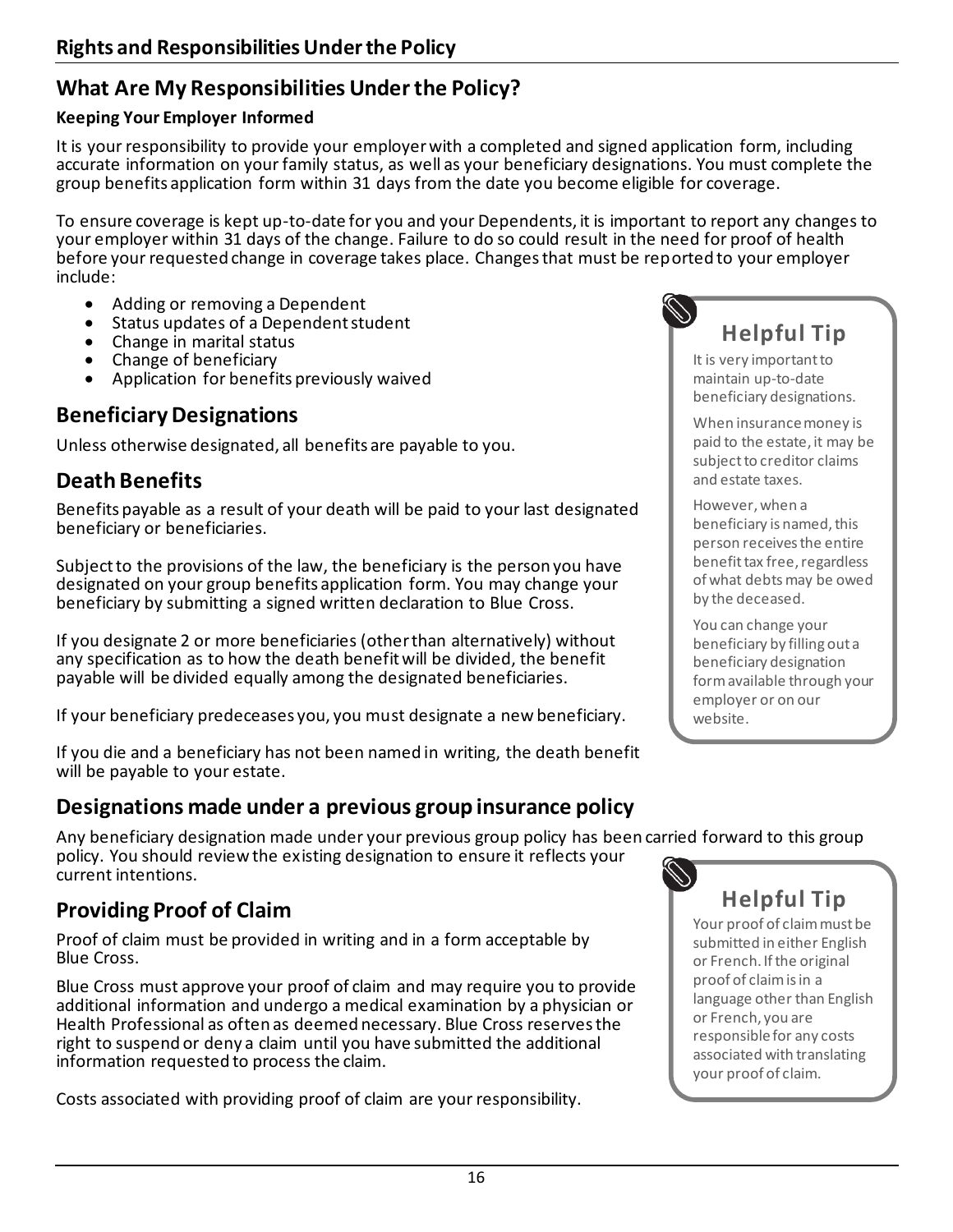# Rights and Responsibilities Under the Policy

## What Are My Responsibilities Under the Policy?

**Keeping Your Employer Informed**

It is your responsibility to provide your employer with a completed and signed application form, including accurate information on your family status, as well as your beneficiary designations. You must complete the group benefits application form within 31 days from the date you become eligible for coverage.

To ensure coverage is kept up-to-date for you and your Dependents, it is important to report any changes to your employer within 31 days of the change. Failure to do so could result in the need for proof of health before your requested change in coverage takes place. Changes that must be reported to your employer include:

- Adding or removing a Dependent
- Status updates of a Dependent student
- Change in marital status
- Change of beneficiary
- Application for benefits previously waived

> **Helpful Tip**
>
> It is very important to maintain up-to-date beneficiary designations.
>
> When insurance money is paid to the estate, it may be subject to creditor claims and estate taxes.
>
> However, when a beneficiary is named, this person receives the entire benefit tax free, regardless of what debts may be owed by the deceased.
>
> You can change your beneficiary by filling out a beneficiary designation form available through your employer or on our website.

## Beneficiary Designations

Unless otherwise designated, all benefits are payable to you.

## Death Benefits

Benefits payable as a result of your death will be paid to your last designated beneficiary or beneficiaries.

Subject to the provisions of the law, the beneficiary is the person you have designated on your group benefits application form. You may change your beneficiary by submitting a signed written declaration to Blue Cross.

If you designate 2 or more beneficiaries (other than alternatively) without any specification as to how the death benefit will be divided, the benefit payable will be divided equally among the designated beneficiaries.

If your beneficiary predeceases you, you must designate a new beneficiary.

If you die and a beneficiary has not been named in writing, the death benefit will be payable to your estate.

## Designations made under a previous group insurance policy

Any beneficiary designation made under your previous group policy has been carried forward to this group policy. You should review the existing designation to ensure it reflects your current intentions.

## Providing Proof of Claim

Proof of claim must be provided in writing and in a form acceptable by Blue Cross.

Blue Cross must approve your proof of claim and may require you to provide additional information and undergo a medical examination by a physician or Health Professional as often as deemed necessary. Blue Cross reserves the right to suspend or deny a claim until you have submitted the additional information requested to process the claim.

Costs associated with providing proof of claim are your responsibility.

> **Helpful Tip**
>
> Your proof of claim must be submitted in either English or French. If the original proof of claim is in a language other than English or French, you are responsible for any costs associated with translating your proof of claim.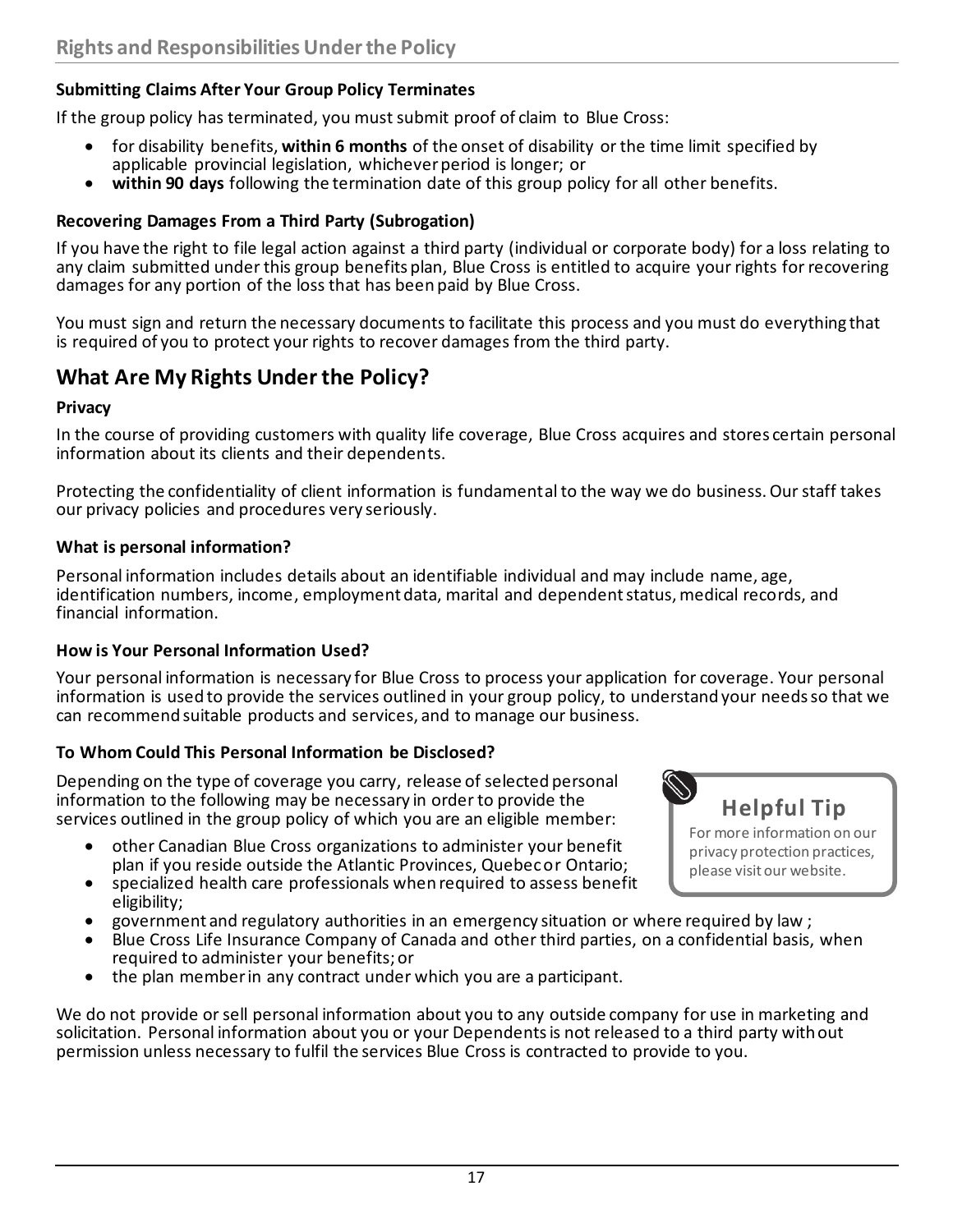## Rights and Responsibilities Under the Policy

**Submitting Claims After Your Group Policy Terminates**

If the group policy has terminated, you must submit proof of claim to Blue Cross:

- for disability benefits, **within 6 months** of the onset of disability or the time limit specified by applicable provincial legislation, whichever period is longer; or
- **within 90 days** following the termination date of this group policy for all other benefits.

**Recovering Damages From a Third Party (Subrogation)**

If you have the right to file legal action against a third party (individual or corporate body) for a loss relating to any claim submitted under this group benefits plan, Blue Cross is entitled to acquire your rights for recovering damages for any portion of the loss that has been paid by Blue Cross.

You must sign and return the necessary documents to facilitate this process and you must do everything that is required of you to protect your rights to recover damages from the third party.

# What Are My Rights Under the Policy?

**Privacy**

In the course of providing customers with quality life coverage, Blue Cross acquires and stores certain personal information about its clients and their dependents.

Protecting the confidentiality of client information is fundamental to the way we do business. Our staff takes our privacy policies and procedures very seriously.

**What is personal information?**

Personal information includes details about an identifiable individual and may include name, age, identification numbers, income, employment data, marital and dependent status, medical records, and financial information.

**How is Your Personal Information Used?**

Your personal information is necessary for Blue Cross to process your application for coverage. Your personal information is used to provide the services outlined in your group policy, to understand your needs so that we can recommend suitable products and services, and to manage our business.

**To Whom Could This Personal Information be Disclosed?**

Depending on the type of coverage you carry, release of selected personal information to the following may be necessary in order to provide the services outlined in the group policy of which you are an eligible member:

- other Canadian Blue Cross organizations to administer your benefit plan if you reside outside the Atlantic Provinces, Quebec or Ontario;
- specialized health care professionals when required to assess benefit eligibility;
- government and regulatory authorities in an emergency situation or where required by law ;
- Blue Cross Life Insurance Company of Canada and other third parties, on a confidential basis, when required to administer your benefits; or
- the plan member in any contract under which you are a participant.

> **Helpful Tip**
>
> For more information on our privacy protection practices, please visit our website.

We do not provide or sell personal information about you to any outside company for use in marketing and solicitation. Personal information about you or your Dependents is not released to a third party without permission unless necessary to fulfil the services Blue Cross is contracted to provide to you.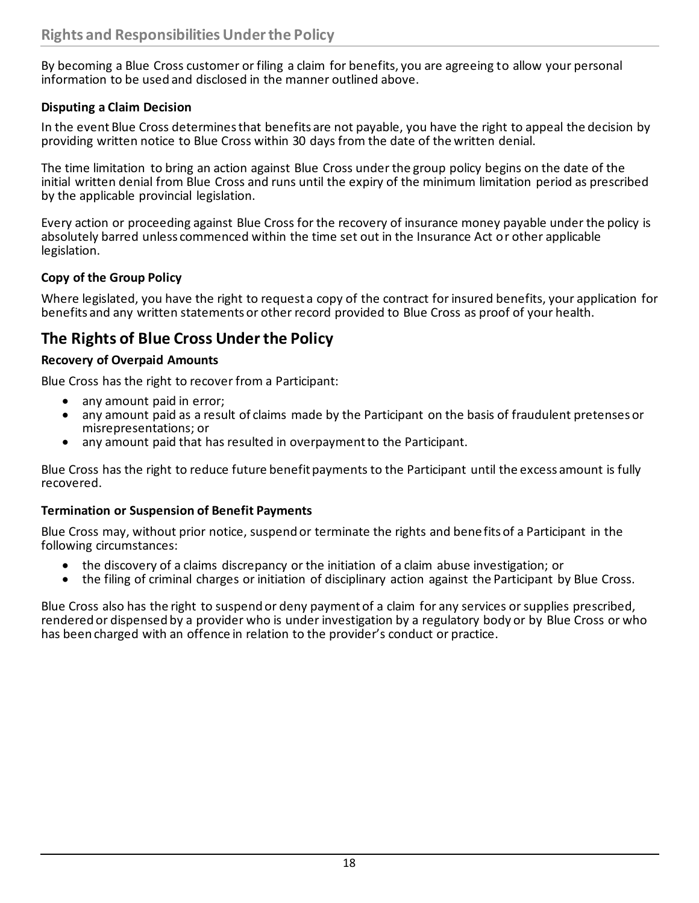## Rights and Responsibilities Under the Policy

By becoming a Blue Cross customer or filing a claim for benefits, you are agreeing to allow your personal information to be used and disclosed in the manner outlined above.

### Disputing a Claim Decision

In the event Blue Cross determines that benefits are not payable, you have the right to appeal the decision by providing written notice to Blue Cross within 30 days from the date of the written denial.

The time limitation to bring an action against Blue Cross under the group policy begins on the date of the initial written denial from Blue Cross and runs until the expiry of the minimum limitation period as prescribed by the applicable provincial legislation.

Every action or proceeding against Blue Cross for the recovery of insurance money payable under the policy is absolutely barred unless commenced within the time set out in the Insurance Act or other applicable legislation.

### Copy of the Group Policy

Where legislated, you have the right to request a copy of the contract for insured benefits, your application for benefits and any written statements or other record provided to Blue Cross as proof of your health.

## The Rights of Blue Cross Under the Policy

### Recovery of Overpaid Amounts

Blue Cross has the right to recover from a Participant:

- any amount paid in error;
- any amount paid as a result of claims made by the Participant on the basis of fraudulent pretenses or misrepresentations; or
- any amount paid that has resulted in overpayment to the Participant.

Blue Cross has the right to reduce future benefit payments to the Participant until the excess amount is fully recovered.

### Termination or Suspension of Benefit Payments

Blue Cross may, without prior notice, suspend or terminate the rights and benefits of a Participant in the following circumstances:

- the discovery of a claims discrepancy or the initiation of a claim abuse investigation; or
- the filing of criminal charges or initiation of disciplinary action against the Participant by Blue Cross.

Blue Cross also has the right to suspend or deny payment of a claim for any services or supplies prescribed, rendered or dispensed by a provider who is under investigation by a regulatory body or by Blue Cross or who has been charged with an offence in relation to the provider's conduct or practice.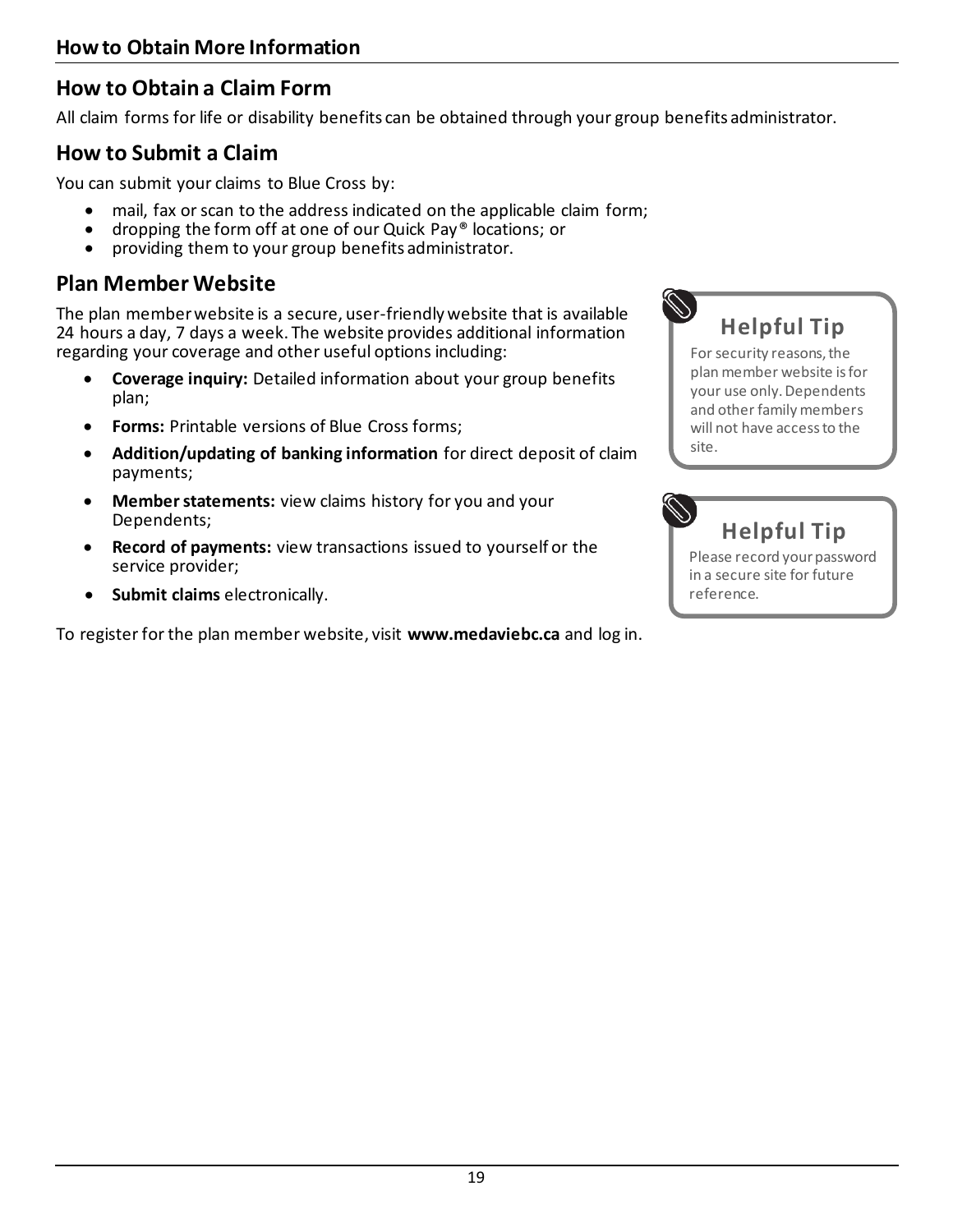## How to Obtain More Information

### How to Obtain a Claim Form

All claim forms for life or disability benefits can be obtained through your group benefits administrator.

### How to Submit a Claim

You can submit your claims to Blue Cross by:

- mail, fax or scan to the address indicated on the applicable claim form;
- dropping the form off at one of our Quick Pay® locations; or
- providing them to your group benefits administrator.

### Plan Member Website

The plan member website is a secure, user-friendly website that is available 24 hours a day, 7 days a week. The website provides additional information regarding your coverage and other useful options including:

- **Coverage inquiry:** Detailed information about your group benefits plan;
- **Forms:** Printable versions of Blue Cross forms;
- **Addition/updating of banking information** for direct deposit of claim payments;
- **Member statements:** view claims history for you and your Dependents;
- **Record of payments:** view transactions issued to yourself or the service provider;
- **Submit claims** electronically.

To register for the plan member website, visit **www.medaviebc.ca** and log in.

**Helpful Tip**

For security reasons, the plan member website is for your use only. Dependents and other family members will not have access to the site.

**Helpful Tip**

Please record your password in a secure site for future reference.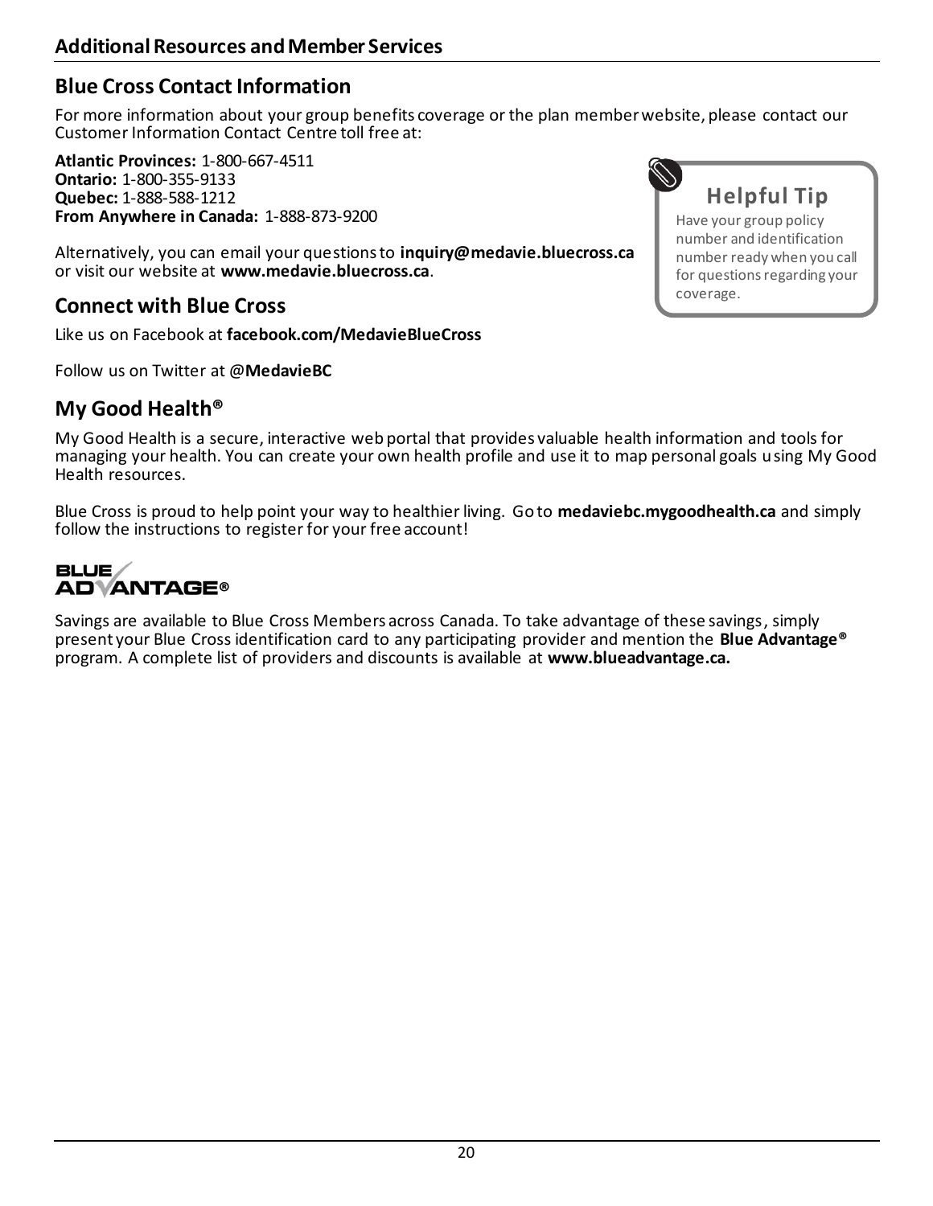## Additional Resources and Member Services

### Blue Cross Contact Information

For more information about your group benefits coverage or the plan member website, please contact our Customer Information Contact Centre toll free at:

**Atlantic Provinces:** 1-800-667-4511
**Ontario:** 1-800-355-9133
**Quebec:** 1-888-588-1212
**From Anywhere in Canada:** 1-888-873-9200

Alternatively, you can email your questions to **inquiry@medavie.bluecross.ca** or visit our website at **www.medavie.bluecross.ca**.

> **Helpful Tip**
> Have your group policy number and identification number ready when you call for questions regarding your coverage.

### Connect with Blue Cross

Like us on Facebook at **facebook.com/MedavieBlueCross**

Follow us on Twitter at @**MedavieBC**

### My Good Health®

My Good Health is a secure, interactive web portal that provides valuable health information and tools for managing your health. You can create your own health profile and use it to map personal goals using My Good Health resources.

Blue Cross is proud to help point your way to healthier living. Go to **medaviebc.mygoodhealth.ca** and simply follow the instructions to register for your free account!

**BLUE ADVANTAGE®**

Savings are available to Blue Cross Members across Canada. To take advantage of these savings, simply present your Blue Cross identification card to any participating provider and mention the **Blue Advantage®** program. A complete list of providers and discounts is available at **www.blueadvantage.ca.**